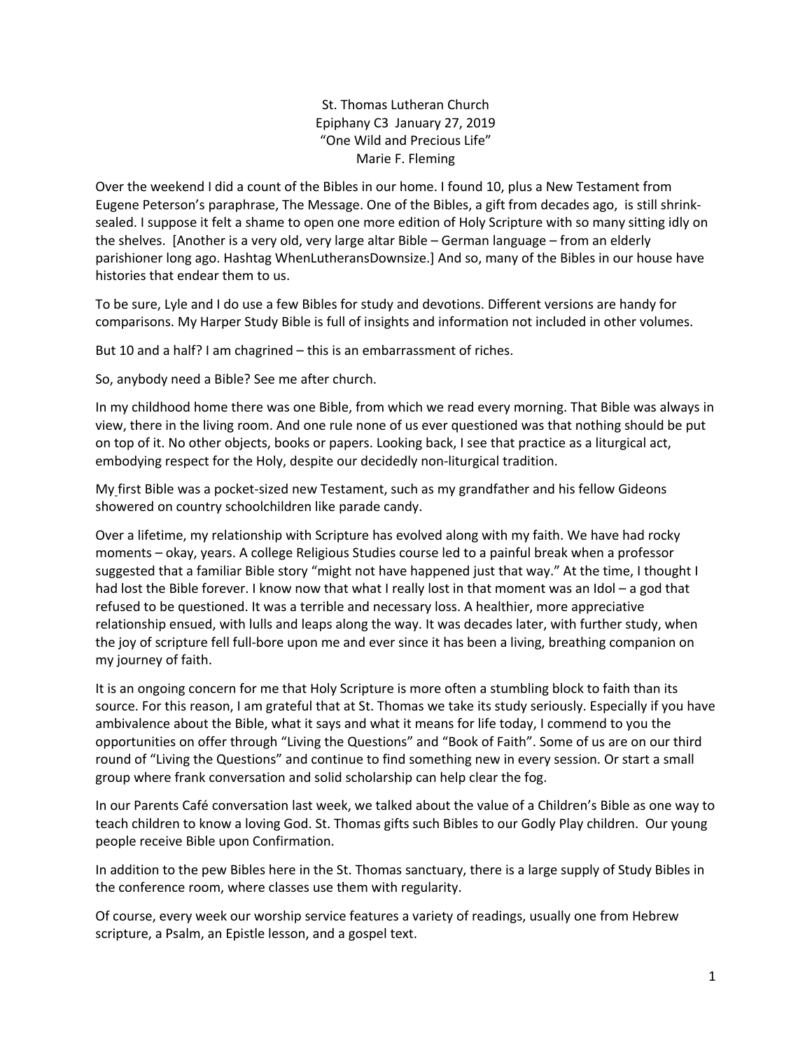St. Thomas Lutheran Church
Epiphany C3 January 27, 2019
"One Wild and Precious Life"
Marie F. Fleming

Over the weekend I did a count of the Bibles in our home. I found 10, plus a New Testament from Eugene Peterson's paraphrase, The Message. One of the Bibles, a gift from decades ago, is still shrink-sealed. I suppose it felt a shame to open one more edition of Holy Scripture with so many sitting idly on the shelves. [Another is a very old, very large altar Bible – German language – from an elderly parishioner long ago. Hashtag WhenLutheransDownsize.] And so, many of the Bibles in our house have histories that endear them to us.

To be sure, Lyle and I do use a few Bibles for study and devotions. Different versions are handy for comparisons. My Harper Study Bible is full of insights and information not included in other volumes.

But 10 and a half? I am chagrined – this is an embarrassment of riches.

So, anybody need a Bible? See me after church.

In my childhood home there was one Bible, from which we read every morning. That Bible was always in view, there in the living room. And one rule none of us ever questioned was that nothing should be put on top of it. No other objects, books or papers. Looking back, I see that practice as a liturgical act, embodying respect for the Holy, despite our decidedly non-liturgical tradition.

My first Bible was a pocket-sized new Testament, such as my grandfather and his fellow Gideons showered on country schoolchildren like parade candy.

Over a lifetime, my relationship with Scripture has evolved along with my faith. We have had rocky moments – okay, years. A college Religious Studies course led to a painful break when a professor suggested that a familiar Bible story "might not have happened just that way." At the time, I thought I had lost the Bible forever. I know now that what I really lost in that moment was an Idol – a god that refused to be questioned. It was a terrible and necessary loss. A healthier, more appreciative relationship ensued, with lulls and leaps along the way. It was decades later, with further study, when the joy of scripture fell full-bore upon me and ever since it has been a living, breathing companion on my journey of faith.

It is an ongoing concern for me that Holy Scripture is more often a stumbling block to faith than its source. For this reason, I am grateful that at St. Thomas we take its study seriously. Especially if you have ambivalence about the Bible, what it says and what it means for life today, I commend to you the opportunities on offer through "Living the Questions" and "Book of Faith". Some of us are on our third round of "Living the Questions" and continue to find something new in every session. Or start a small group where frank conversation and solid scholarship can help clear the fog.

In our Parents Café conversation last week, we talked about the value of a Children's Bible as one way to teach children to know a loving God. St. Thomas gifts such Bibles to our Godly Play children. Our young people receive Bible upon Confirmation.

In addition to the pew Bibles here in the St. Thomas sanctuary, there is a large supply of Study Bibles in the conference room, where classes use them with regularity.

Of course, every week our worship service features a variety of readings, usually one from Hebrew scripture, a Psalm, an Epistle lesson, and a gospel text.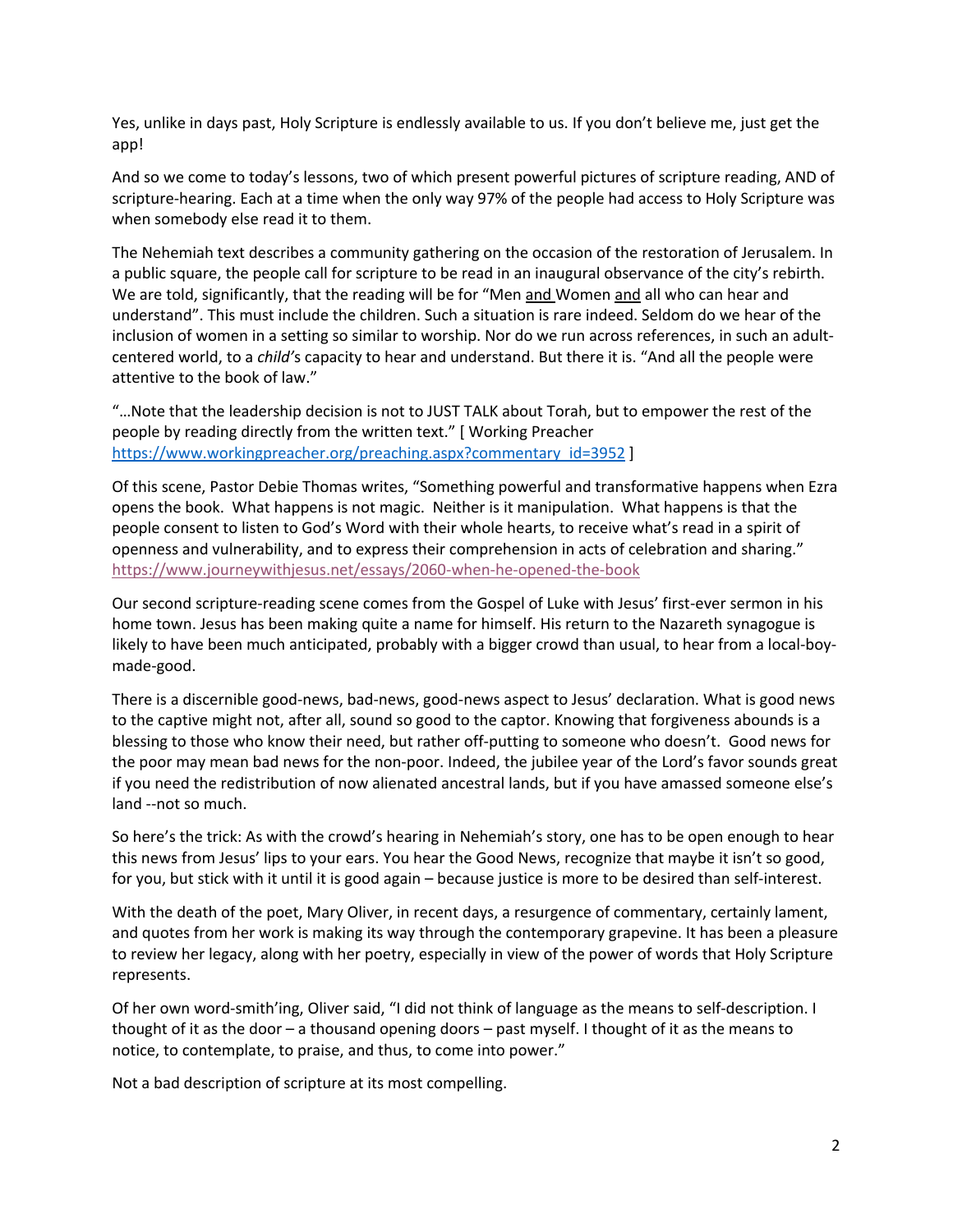Yes, unlike in days past, Holy Scripture is endlessly available to us. If you don't believe me, just get the app!

And so we come to today's lessons, two of which present powerful pictures of scripture reading, AND of scripture-hearing. Each at a time when the only way 97% of the people had access to Holy Scripture was when somebody else read it to them.

The Nehemiah text describes a community gathering on the occasion of the restoration of Jerusalem. In a public square, the people call for scripture to be read in an inaugural observance of the city's rebirth. We are told, significantly, that the reading will be for "Men <u>and</u> Women <u>and</u> all who can hear and understand". This must include the children. Such a situation is rare indeed. Seldom do we hear of the inclusion of women in a setting so similar to worship. Nor do we run across references, in such an adult-centered world, to a *child'*s capacity to hear and understand. But there it is. "And all the people were attentive to the book of law."

"…Note that the leadership decision is not to JUST TALK about Torah, but to empower the rest of the people by reading directly from the written text." [ Working Preacher https://www.workingpreacher.org/preaching.aspx?commentary_id=3952 ]

Of this scene, Pastor Debie Thomas writes, "Something powerful and transformative happens when Ezra opens the book. What happens is not magic. Neither is it manipulation. What happens is that the people consent to listen to God's Word with their whole hearts, to receive what's read in a spirit of openness and vulnerability, and to express their comprehension in acts of celebration and sharing." https://www.journeywithjesus.net/essays/2060-when-he-opened-the-book

Our second scripture-reading scene comes from the Gospel of Luke with Jesus' first-ever sermon in his home town. Jesus has been making quite a name for himself. His return to the Nazareth synagogue is likely to have been much anticipated, probably with a bigger crowd than usual, to hear from a local-boy-made-good.

There is a discernible good-news, bad-news, good-news aspect to Jesus' declaration. What is good news to the captive might not, after all, sound so good to the captor. Knowing that forgiveness abounds is a blessing to those who know their need, but rather off-putting to someone who doesn't. Good news for the poor may mean bad news for the non-poor. Indeed, the jubilee year of the Lord's favor sounds great if you need the redistribution of now alienated ancestral lands, but if you have amassed someone else's land --not so much.

So here's the trick: As with the crowd's hearing in Nehemiah's story, one has to be open enough to hear this news from Jesus' lips to your ears. You hear the Good News, recognize that maybe it isn't so good, for you, but stick with it until it is good again – because justice is more to be desired than self-interest.

With the death of the poet, Mary Oliver, in recent days, a resurgence of commentary, certainly lament, and quotes from her work is making its way through the contemporary grapevine. It has been a pleasure to review her legacy, along with her poetry, especially in view of the power of words that Holy Scripture represents.

Of her own word-smith'ing, Oliver said, "I did not think of language as the means to self-description. I thought of it as the door – a thousand opening doors – past myself. I thought of it as the means to notice, to contemplate, to praise, and thus, to come into power."

Not a bad description of scripture at its most compelling.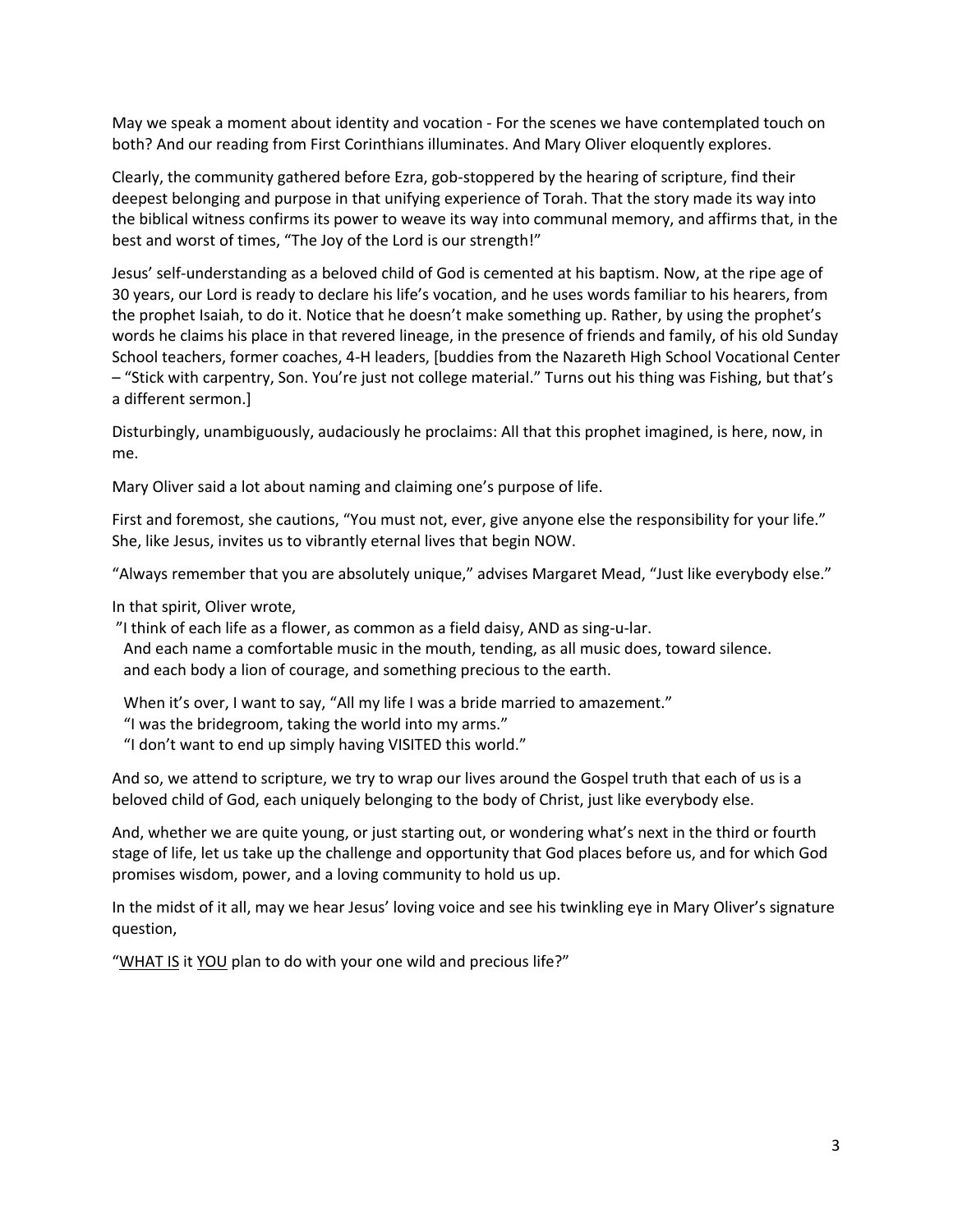May we speak a moment about identity and vocation - For the scenes we have contemplated touch on both? And our reading from First Corinthians illuminates. And Mary Oliver eloquently explores.

Clearly, the community gathered before Ezra, gob-stoppered by the hearing of scripture, find their deepest belonging and purpose in that unifying experience of Torah. That the story made its way into the biblical witness confirms its power to weave its way into communal memory, and affirms that, in the best and worst of times, "The Joy of the Lord is our strength!"

Jesus' self-understanding as a beloved child of God is cemented at his baptism. Now, at the ripe age of 30 years, our Lord is ready to declare his life's vocation, and he uses words familiar to his hearers, from the prophet Isaiah, to do it. Notice that he doesn't make something up. Rather, by using the prophet's words he claims his place in that revered lineage, in the presence of friends and family, of his old Sunday School teachers, former coaches, 4-H leaders, [buddies from the Nazareth High School Vocational Center – "Stick with carpentry, Son. You're just not college material." Turns out his thing was Fishing, but that's a different sermon.]

Disturbingly, unambiguously, audaciously he proclaims: All that this prophet imagined, is here, now, in me.

Mary Oliver said a lot about naming and claiming one's purpose of life.

First and foremost, she cautions, "You must not, ever, give anyone else the responsibility for your life." She, like Jesus, invites us to vibrantly eternal lives that begin NOW.

"Always remember that you are absolutely unique," advises Margaret Mead, "Just like everybody else."

In that spirit, Oliver wrote,

"I think of each life as a flower, as common as a field daisy, AND as sing-u-lar.
And each name a comfortable music in the mouth, tending, as all music does, toward silence.
and each body a lion of courage, and something precious to the earth.

When it's over, I want to say, "All my life I was a bride married to amazement."
"I was the bridegroom, taking the world into my arms."
"I don't want to end up simply having VISITED this world."

And so, we attend to scripture, we try to wrap our lives around the Gospel truth that each of us is a beloved child of God, each uniquely belonging to the body of Christ, just like everybody else.

And, whether we are quite young, or just starting out, or wondering what's next in the third or fourth stage of life, let us take up the challenge and opportunity that God places before us, and for which God promises wisdom, power, and a loving community to hold us up.

In the midst of it all, may we hear Jesus' loving voice and see his twinkling eye in Mary Oliver's signature question,

"<u>WHAT IS</u> it <u>YOU</u> plan to do with your one wild and precious life?"